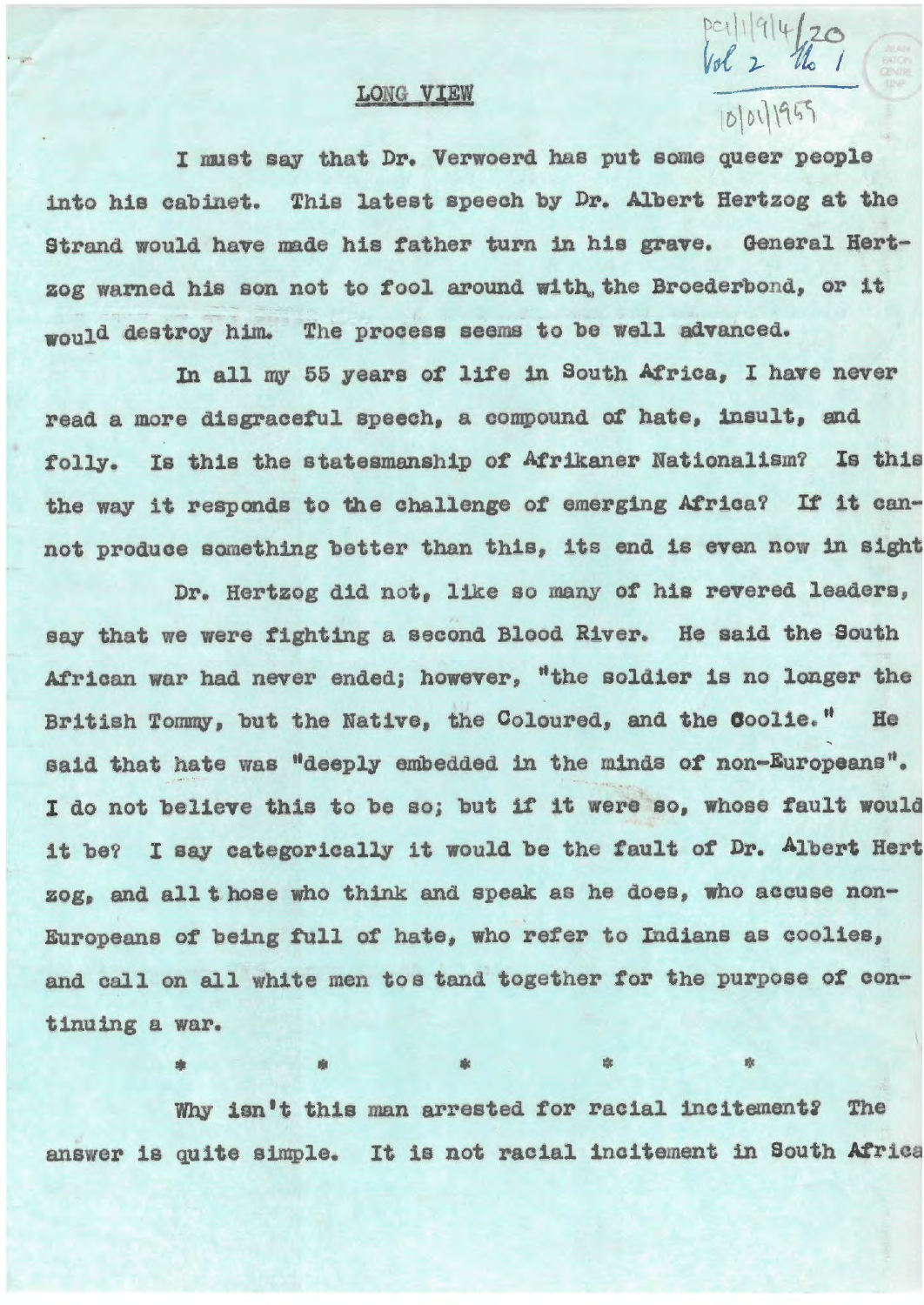PC1/1/9/4/20
Vol 2 No 1
10/01/1959

## LONG VIEW

I must say that Dr. Verwoerd has put some queer people into his cabinet. This latest speech by Dr. Albert Hertzog at the Strand would have made his father turn in his grave. General Hertzog warned his son not to fool around with the Broederbond, or it would destroy him. The process seems to be well advanced.

In all my 55 years of life in South Africa, I have never read a more disgraceful speech, a compound of hate, insult, and folly. Is this the statesmanship of Afrikaner Nationalism? Is this the way it responds to the challenge of emerging Africa? If it cannot produce something better than this, its end is even now in sight

Dr. Hertzog did not, like so many of his revered leaders, say that we were fighting a second Blood River. He said the South African war had never ended; however, "the soldier is no longer the British Tommy, but the Native, the Coloured, and the Coolie." He said that hate was "deeply embedded in the minds of non-Europeans". I do not believe this to be so; but if it were so, whose fault would it be? I say categorically it would be the fault of Dr. Albert Hertzog, and all those who think and speak as he does, who accuse non-Europeans of being full of hate, who refer to Indians as coolies, and call on all white men to stand together for the purpose of continuing a war.

\* \* \* \* \*

Why isn't this man arrested for racial incitement? The answer is quite simple. It is not racial incitement in South Africa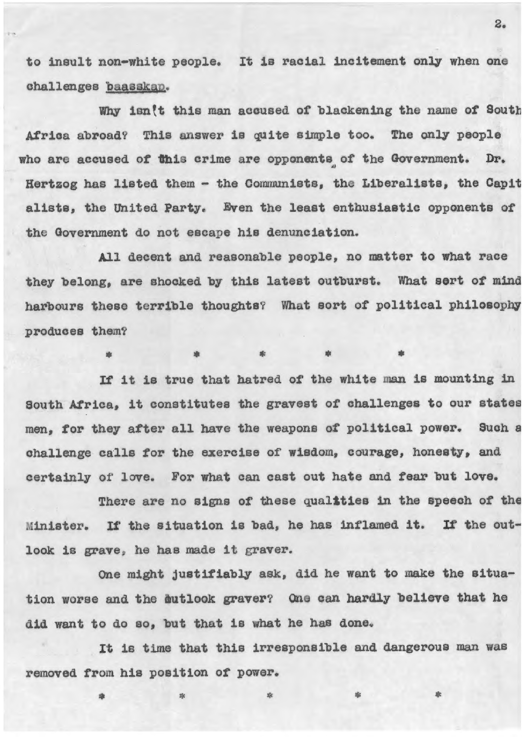to insult non-white people. It is racial incitement only when one challenges _baasskap_.

Why isn't this man accused of blackening the name of South Africa abroad? This answer is quite simple too. The only people who are accused of this crime are opponents of the Government. Dr. Hertzog has listed them - the Communists, the Liberalists, the Capitalists, the United Party. Even the least enthusiastic opponents of the Government do not escape his denunciation.

All decent and reasonable people, no matter to what race they belong, are shocked by this latest outburst. What sort of mind harbours these terrible thoughts? What sort of political philosophy produces them?

\* \* \* \* \*

If it is true that hatred of the white man is mounting in South Africa, it constitutes the gravest of challenges to our statesmen, for they after all have the weapons of political power. Such a challenge calls for the exercise of wisdom, courage, honesty, and certainly of love. For what can cast out hate and fear but love.

There are no signs of these qualities in the speech of the Minister. If the situation is bad, he has inflamed it. If the outlook is grave, he has made it graver.

One might justifiably ask, did he want to make the situation worse and the outlook graver? One can hardly believe that he did want to do so, but that is what he has done.

It is time that this irresponsible and dangerous man was removed from his position of power.

\* \* \* \* \*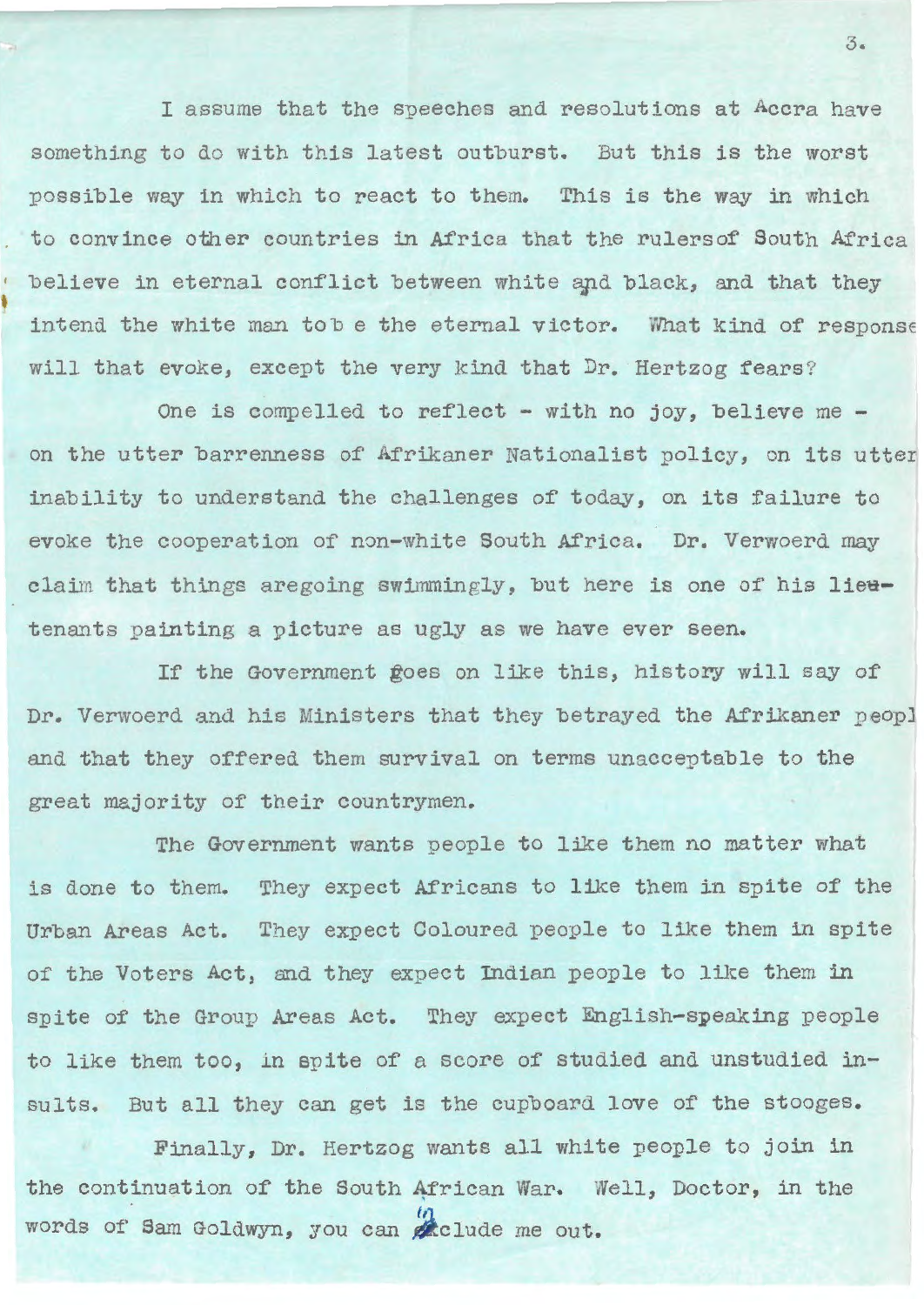I assume that the speeches and resolutions at Accra have something to do with this latest outburst. But this is the worst possible way in which to react to them. This is the way in which to convince other countries in Africa that the rulers of South Africa believe in eternal conflict between white and black, and that they intend the white man to be the eternal victor. What kind of response will that evoke, except the very kind that Dr. Hertzog fears?

One is compelled to reflect - with no joy, believe me - on the utter barrenness of Afrikaner Nationalist policy, on its utter inability to understand the challenges of today, on its failure to evoke the cooperation of non-white South Africa. Dr. Verwoerd may claim that things are going swimmingly, but here is one of his lieutenants painting a picture as ugly as we have ever seen.

If the Government goes on like this, history will say of Dr. Verwoerd and his Ministers that they betrayed the Afrikaner people and that they offered them survival on terms unacceptable to the great majority of their countrymen.

The Government wants people to like them no matter what is done to them. They expect Africans to like them in spite of the Urban Areas Act. They expect Coloured people to like them in spite of the Voters Act, and they expect Indian people to like them in spite of the Group Areas Act. They expect English-speaking people to like them too, in spite of a score of studied and unstudied insults. But all they can get is the cupboard love of the stooges.

Finally, Dr. Hertzog wants all white people to join in the continuation of the South African War. Well, Doctor, in the words of Sam Goldwyn, you can include me out.